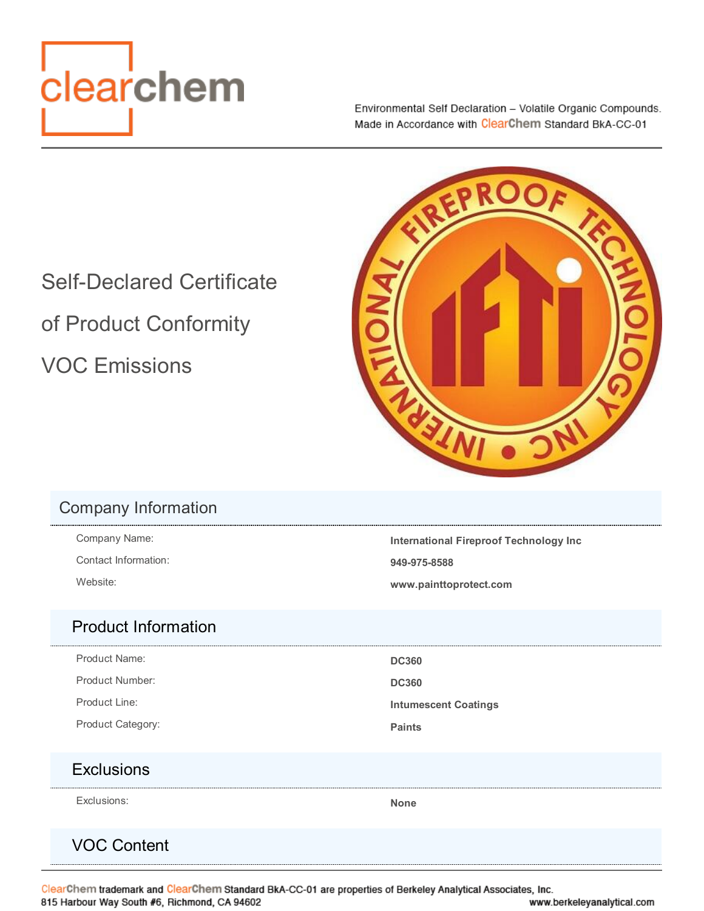clearchem

Environmental Self Declaration – Volatile Organic Compounds.
Made in Accordance with ClearChem Standard BkA-CC-01

# Self-Declared Certificate of Product Conformity VOC Emissions

## Company Information

| | |
|---|---|
| Company Name: | **International Fireproof Technology Inc** |
| Contact Information: | **949-975-8588** |
| Website: | **www.painttoprotect.com** |

## Product Information

| | |
|---|---|
| Product Name: | **DC360** |
| Product Number: | **DC360** |
| Product Line: | **Intumescent Coatings** |
| Product Category: | **Paints** |

## Exclusions

| | |
|---|---|
| Exclusions: | **None** |

## VOC Content

ClearChem trademark and ClearChem Standard BkA-CC-01 are properties of Berkeley Analytical Associates, Inc.
815 Harbour Way South #6, Richmond, CA 94602 www.berkeleyanalytical.com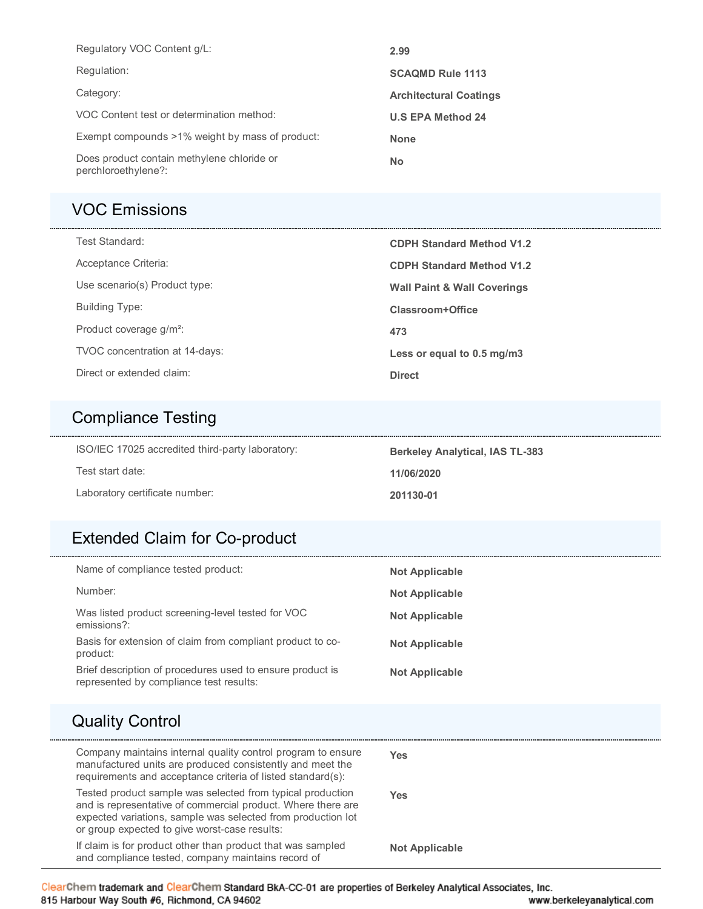| | |
|---|---|
| Regulatory VOC Content g/L: | **2.99** |
| Regulation: | **SCAQMD Rule 1113** |
| Category: | **Architectural Coatings** |
| VOC Content test or determination method: | **U.S EPA Method 24** |
| Exempt compounds >1% weight by mass of product: | **None** |
| Does product contain methylene chloride or perchloroethylene?: | **No** |

## VOC Emissions

| | |
|---|---|
| Test Standard: | **CDPH Standard Method V1.2** |
| Acceptance Criteria: | **CDPH Standard Method V1.2** |
| Use scenario(s) Product type: | **Wall Paint & Wall Coverings** |
| Building Type: | **Classroom+Office** |
| Product coverage g/m²: | **473** |
| TVOC concentration at 14-days: | **Less or equal to 0.5 mg/m3** |
| Direct or extended claim: | **Direct** |

## Compliance Testing

| | |
|---|---|
| ISO/IEC 17025 accredited third-party laboratory: | **Berkeley Analytical, IAS TL-383** |
| Test start date: | **11/06/2020** |
| Laboratory certificate number: | **201130-01** |

## Extended Claim for Co-product

| | |
|---|---|
| Name of compliance tested product: | **Not Applicable** |
| Number: | **Not Applicable** |
| Was listed product screening-level tested for VOC emissions?: | **Not Applicable** |
| Basis for extension of claim from compliant product to co-product: | **Not Applicable** |
| Brief description of procedures used to ensure product is represented by compliance test results: | **Not Applicable** |

## Quality Control

| | |
|---|---|
| Company maintains internal quality control program to ensure manufactured units are produced consistently and meet the requirements and acceptance criteria of listed standard(s): | **Yes** |
| Tested product sample was selected from typical production and is representative of commercial product. Where there are expected variations, sample was selected from production lot or group expected to give worst-case results: | **Yes** |
| If claim is for product other than product that was sampled and compliance tested, company maintains record of | **Not Applicable** |

ClearChem trademark and ClearChem Standard BkA-CC-01 are properties of Berkeley Analytical Associates, Inc.
815 Harbour Way South #6, Richmond, CA 94602 www.berkeleyanalytical.com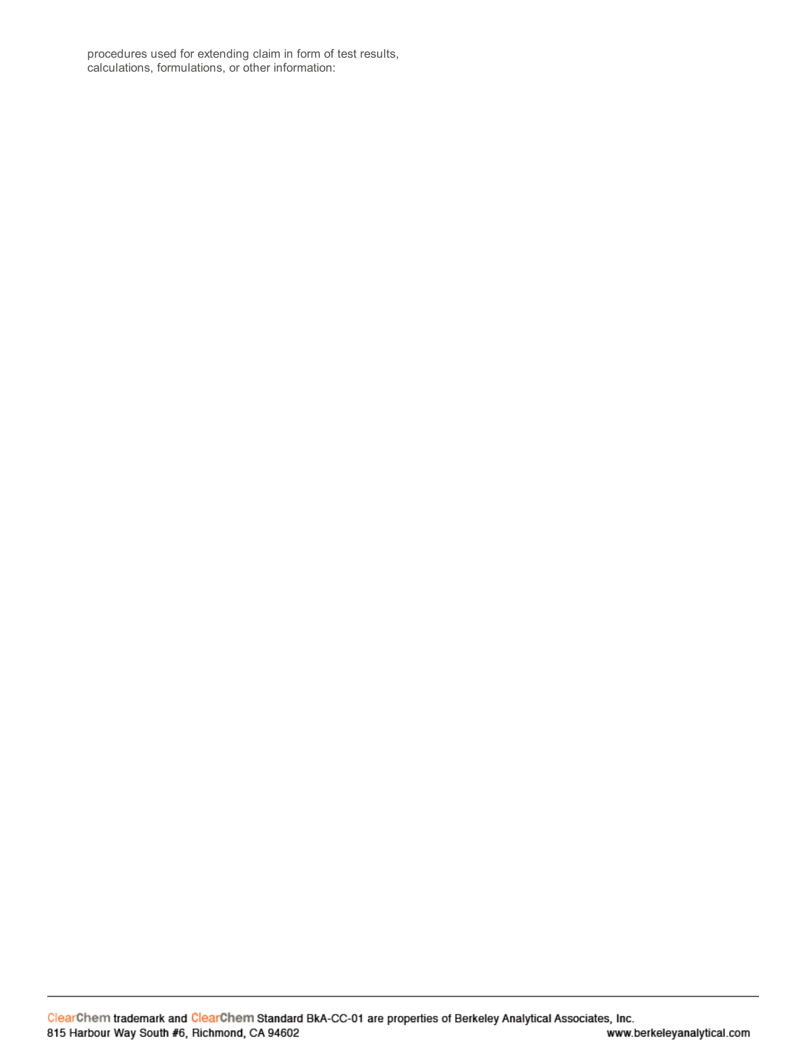procedures used for extending claim in form of test results, calculations, formulations, or other information: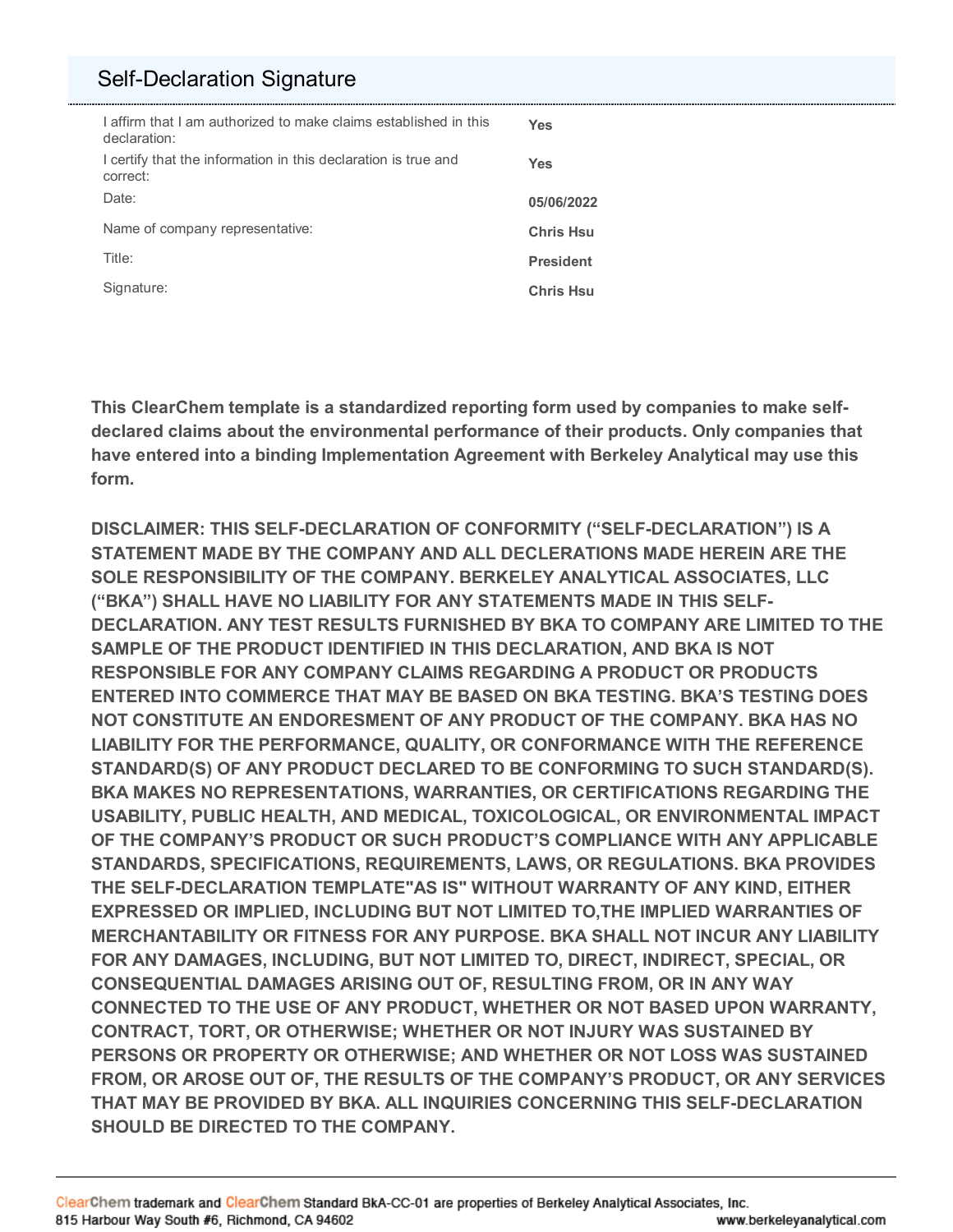## Self-Declaration Signature

| | |
|---|---|
| I affirm that I am authorized to make claims established in this declaration: | **Yes** |
| I certify that the information in this declaration is true and correct: | **Yes** |
| Date: | **05/06/2022** |
| Name of company representative: | **Chris Hsu** |
| Title: | **President** |
| Signature: | **Chris Hsu** |

**This ClearChem template is a standardized reporting form used by companies to make self-declared claims about the environmental performance of their products. Only companies that have entered into a binding Implementation Agreement with Berkeley Analytical may use this form.**

**DISCLAIMER: THIS SELF-DECLARATION OF CONFORMITY ("SELF-DECLARATION") IS A STATEMENT MADE BY THE COMPANY AND ALL DECLERATIONS MADE HEREIN ARE THE SOLE RESPONSIBILITY OF THE COMPANY. BERKELEY ANALYTICAL ASSOCIATES, LLC ("BKA") SHALL HAVE NO LIABILITY FOR ANY STATEMENTS MADE IN THIS SELF-DECLARATION. ANY TEST RESULTS FURNISHED BY BKA TO COMPANY ARE LIMITED TO THE SAMPLE OF THE PRODUCT IDENTIFIED IN THIS DECLARATION, AND BKA IS NOT RESPONSIBLE FOR ANY COMPANY CLAIMS REGARDING A PRODUCT OR PRODUCTS ENTERED INTO COMMERCE THAT MAY BE BASED ON BKA TESTING. BKA'S TESTING DOES NOT CONSTITUTE AN ENDORESMENT OF ANY PRODUCT OF THE COMPANY. BKA HAS NO LIABILITY FOR THE PERFORMANCE, QUALITY, OR CONFORMANCE WITH THE REFERENCE STANDARD(S) OF ANY PRODUCT DECLARED TO BE CONFORMING TO SUCH STANDARD(S). BKA MAKES NO REPRESENTATIONS, WARRANTIES, OR CERTIFICATIONS REGARDING THE USABILITY, PUBLIC HEALTH, AND MEDICAL, TOXICOLOGICAL, OR ENVIRONMENTAL IMPACT OF THE COMPANY'S PRODUCT OR SUCH PRODUCT'S COMPLIANCE WITH ANY APPLICABLE STANDARDS, SPECIFICATIONS, REQUIREMENTS, LAWS, OR REGULATIONS. BKA PROVIDES THE SELF-DECLARATION TEMPLATE"AS IS" WITHOUT WARRANTY OF ANY KIND, EITHER EXPRESSED OR IMPLIED, INCLUDING BUT NOT LIMITED TO,THE IMPLIED WARRANTIES OF MERCHANTABILITY OR FITNESS FOR ANY PURPOSE. BKA SHALL NOT INCUR ANY LIABILITY FOR ANY DAMAGES, INCLUDING, BUT NOT LIMITED TO, DIRECT, INDIRECT, SPECIAL, OR CONSEQUENTIAL DAMAGES ARISING OUT OF, RESULTING FROM, OR IN ANY WAY CONNECTED TO THE USE OF ANY PRODUCT, WHETHER OR NOT BASED UPON WARRANTY, CONTRACT, TORT, OR OTHERWISE; WHETHER OR NOT INJURY WAS SUSTAINED BY PERSONS OR PROPERTY OR OTHERWISE; AND WHETHER OR NOT LOSS WAS SUSTAINED FROM, OR AROSE OUT OF, THE RESULTS OF THE COMPANY'S PRODUCT, OR ANY SERVICES THAT MAY BE PROVIDED BY BKA. ALL INQUIRIES CONCERNING THIS SELF-DECLARATION SHOULD BE DIRECTED TO THE COMPANY.**

ClearChem trademark and ClearChem Standard BkA-CC-01 are properties of Berkeley Analytical Associates, Inc.
815 Harbour Way South #6, Richmond, CA 94602 www.berkeleyanalytical.com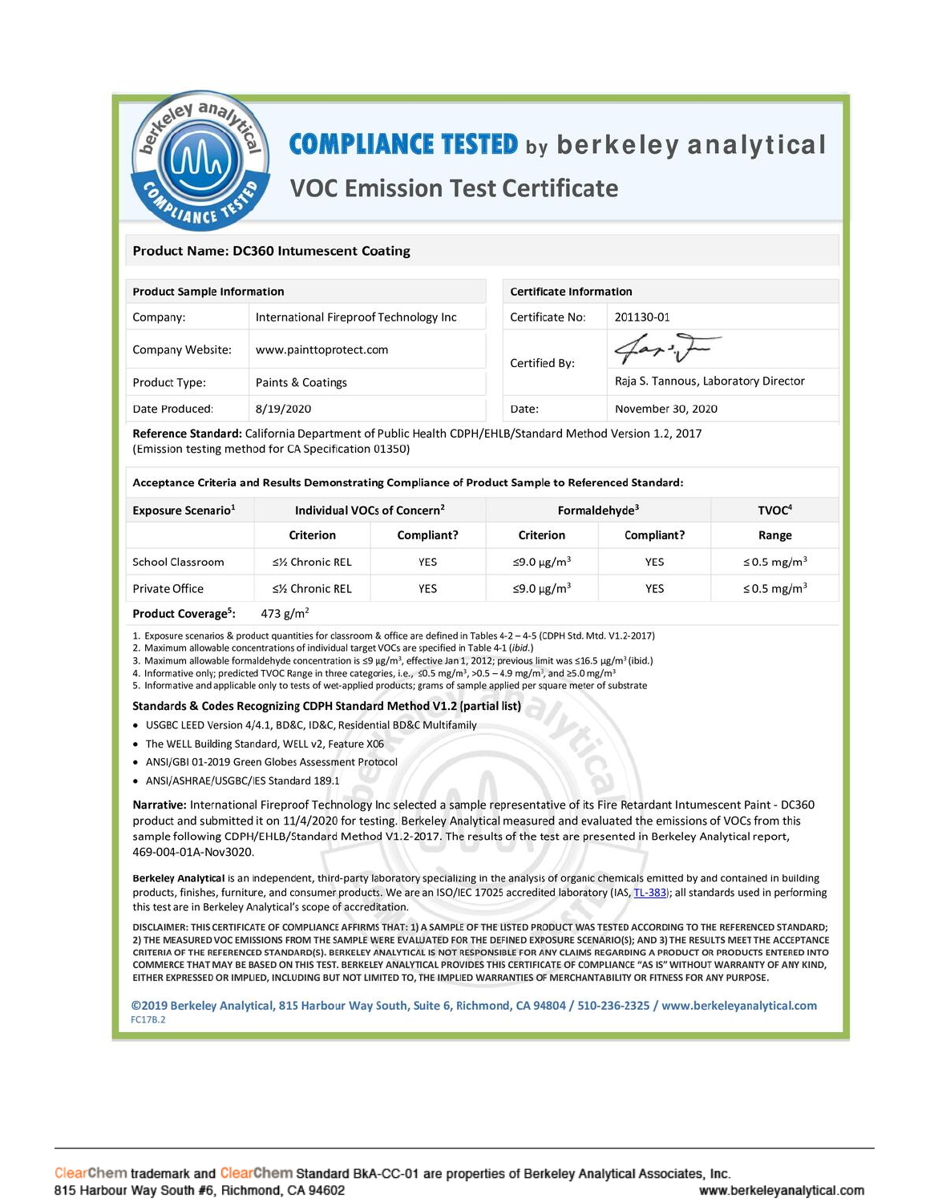# COMPLIANCE TESTED by berkeley analytical

## VOC Emission Test Certificate

**Product Name: DC360 Intumescent Coating**

| Product Sample Information | |
|---|---|
| Company: | International Fireproof Technology Inc |
| Company Website: | www.painttoprotect.com |
| Product Type: | Paints & Coatings |
| Date Produced: | 8/19/2020 |

| Certificate Information | |
|---|---|
| Certificate No: | 201130-01 |
| Certified By: | Raja S. Tannous, Laboratory Director |
| Date: | November 30, 2020 |

**Reference Standard:** California Department of Public Health CDPH/EHLB/Standard Method Version 1.2, 2017 (Emission testing method for CA Specification 01350)

**Acceptance Criteria and Results Demonstrating Compliance of Product Sample to Referenced Standard:**

| Exposure Scenario[1] | Individual VOCs of Concern[2] | | Formaldehyde[3] | | TVOC[4] |
|---|---|---|---|---|---|
| | Criterion | Compliant? | Criterion | Compliant? | Range |
| School Classroom | ≤½ Chronic REL | YES | ≤9.0 μg/m³ | YES | ≤ 0.5 mg/m³ |
| Private Office | ≤½ Chronic REL | YES | ≤9.0 μg/m³ | YES | ≤ 0.5 mg/m³ |

**Product Coverage[5]:** 473 g/m²

1. Exposure scenarios & product quantities for classroom & office are defined in Tables 4-2 – 4-5 (CDPH Std. Mtd. V1.2-2017)
2. Maximum allowable concentrations of individual target VOCs are specified in Table 4-1 (*ibid.*)
3. Maximum allowable formaldehyde concentration is ≤9 μg/m³, effective Jan 1, 2012; previous limit was ≤16.5 μg/m³ (ibid.)
4. Informative only; predicted TVOC Range in three categories, i.e., ≤0.5 mg/m³, >0.5 – 4.9 mg/m³, and ≥5.0 mg/m³
5. Informative and applicable only to tests of wet-applied products; grams of sample applied per square meter of substrate

**Standards & Codes Recognizing CDPH Standard Method V1.2 (partial list)**

- USGBC LEED Version 4/4.1, BD&C, ID&C, Residential BD&C Multifamily
- The WELL Building Standard, WELL v2, Feature X06
- ANSI/GBI 01-2019 Green Globes Assessment Protocol
- ANSI/ASHRAE/USGBC/IES Standard 189.1

**Narrative:** International Fireproof Technology Inc selected a sample representative of its Fire Retardant Intumescent Paint - DC360 product and submitted it on 11/4/2020 for testing. Berkeley Analytical measured and evaluated the emissions of VOCs from this sample following CDPH/EHLB/Standard Method V1.2-2017. The results of the test are presented in Berkeley Analytical report, 469-004-01A-Nov3020.

**Berkeley Analytical** is an independent, third-party laboratory specializing in the analysis of organic chemicals emitted by and contained in building products, finishes, furniture, and consumer products. We are an ISO/IEC 17025 accredited laboratory (IAS, TL-383); all standards used in performing this test are in Berkeley Analytical's scope of accreditation.

DISCLAIMER: THIS CERTIFICATE OF COMPLIANCE AFFIRMS THAT: 1) A SAMPLE OF THE LISTED PRODUCT WAS TESTED ACCORDING TO THE REFERENCED STANDARD; 2) THE MEASURED VOC EMISSIONS FROM THE SAMPLE WERE EVALUATED FOR THE DEFINED EXPOSURE SCENARIO(S); AND 3) THE RESULTS MEET THE ACCEPTANCE CRITERIA OF THE REFERENCED STANDARD(S). BERKELEY ANALYTICAL IS NOT RESPONSIBLE FOR ANY CLAIMS REGARDING A PRODUCT OR PRODUCTS ENTERED INTO COMMERCE THAT MAY BE BASED ON THIS TEST. BERKELEY ANALYTICAL PROVIDES THIS CERTIFICATE OF COMPLIANCE "AS IS" WITHOUT WARRANTY OF ANY KIND, EITHER EXPRESSED OR IMPLIED, INCLUDING BUT NOT LIMITED TO, THE IMPLIED WARRANTIES OF MERCHANTABILITY OR FITNESS FOR ANY PURPOSE.

©2019 Berkeley Analytical, 815 Harbour Way South, Suite 6, Richmond, CA 94804 / 510-236-2325 / www.berkeleyanalytical.com

FC17B.2

ClearChem trademark and ClearChem Standard BkA-CC-01 are properties of Berkeley Analytical Associates, Inc.
815 Harbour Way South #6, Richmond, CA 94602 www.berkeleyanalytical.com